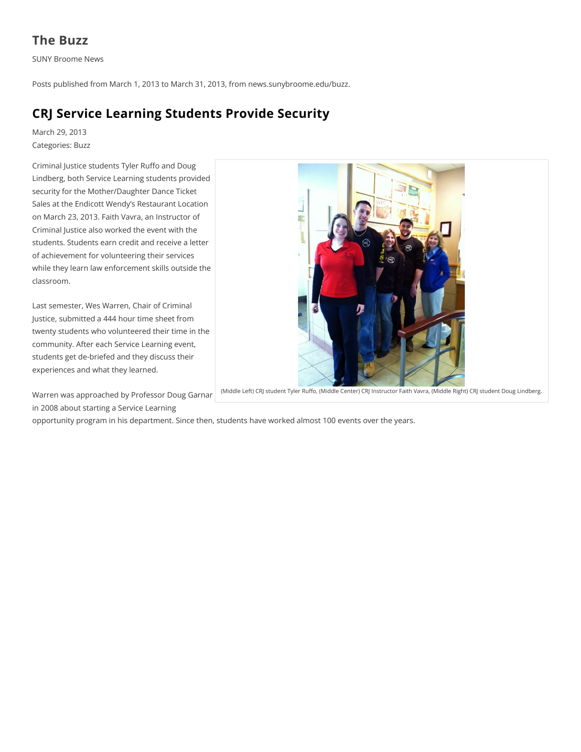# The Buzz

SUNY Broome News

Posts published from March 1, 2013 to March 31, 2013, from news.sunybroome.edu/buzz.

## CRJ Service Learning Students Provide Security

March 29, 2013
Categories: Buzz

Criminal Justice students Tyler Ruffo and Doug Lindberg, both Service Learning students provided security for the Mother/Daughter Dance Ticket Sales at the Endicott Wendy's Restaurant Location on March 23, 2013. Faith Vavra, an Instructor of Criminal Justice also worked the event with the students. Students earn credit and receive a letter of achievement for volunteering their services while they learn law enforcement skills outside the classroom.

(Middle Left) CRJ student Tyler Ruffo, (Middle Center) CRJ Instructor Faith Vavra, (Middle Right) CRJ student Doug Lindberg.

Last semester, Wes Warren, Chair of Criminal Justice, submitted a 444 hour time sheet from twenty students who volunteered their time in the community. After each Service Learning event, students get de-briefed and they discuss their experiences and what they learned.

Warren was approached by Professor Doug Garnar in 2008 about starting a Service Learning opportunity program in his department. Since then, students have worked almost 100 events over the years.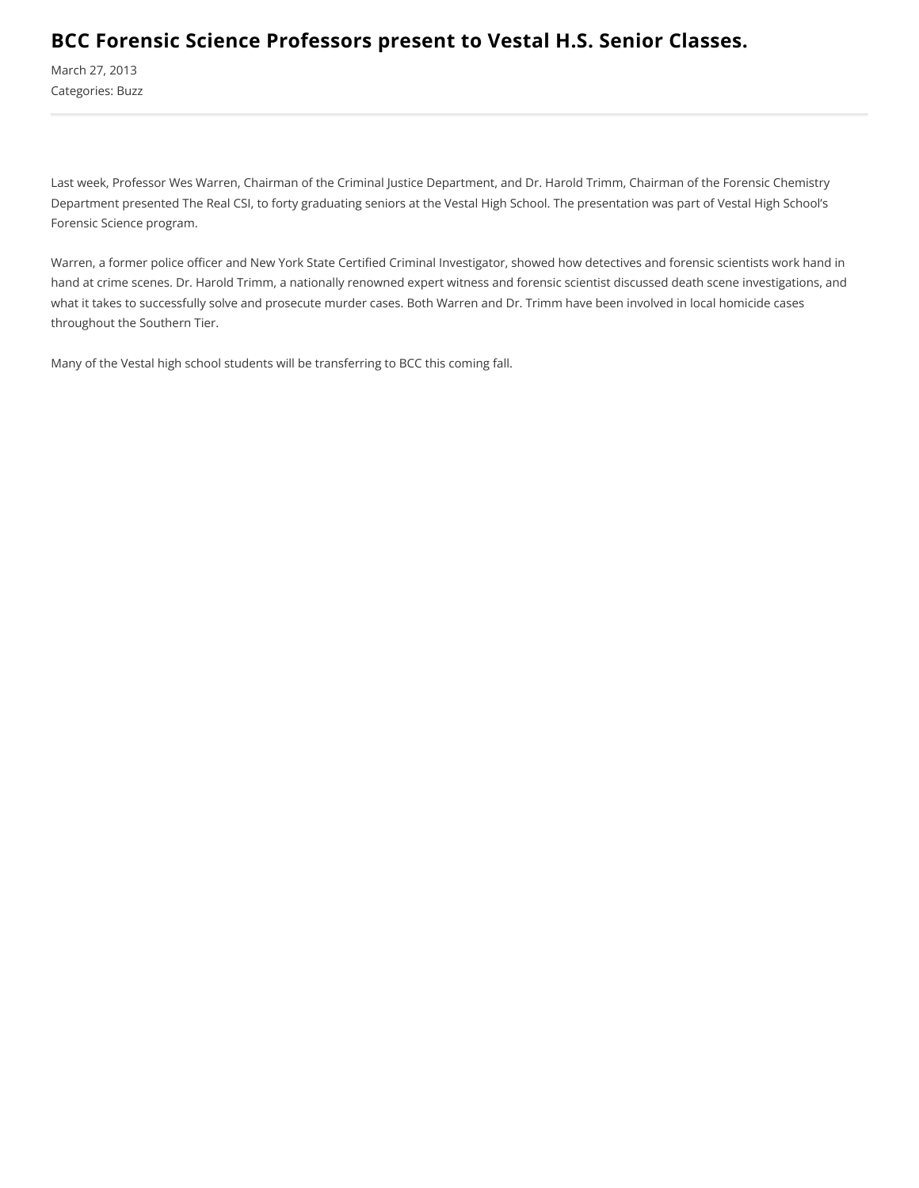# BCC Forensic Science Professors present to Vestal H.S. Senior Classes.

March 27, 2013

Categories: Buzz

---

Last week, Professor Wes Warren, Chairman of the Criminal Justice Department, and Dr. Harold Trimm, Chairman of the Forensic Chemistry Department presented The Real CSI, to forty graduating seniors at the Vestal High School. The presentation was part of Vestal High School's Forensic Science program.

Warren, a former police officer and New York State Certified Criminal Investigator, showed how detectives and forensic scientists work hand in hand at crime scenes. Dr. Harold Trimm, a nationally renowned expert witness and forensic scientist discussed death scene investigations, and what it takes to successfully solve and prosecute murder cases. Both Warren and Dr. Trimm have been involved in local homicide cases throughout the Southern Tier.

Many of the Vestal high school students will be transferring to BCC this coming fall.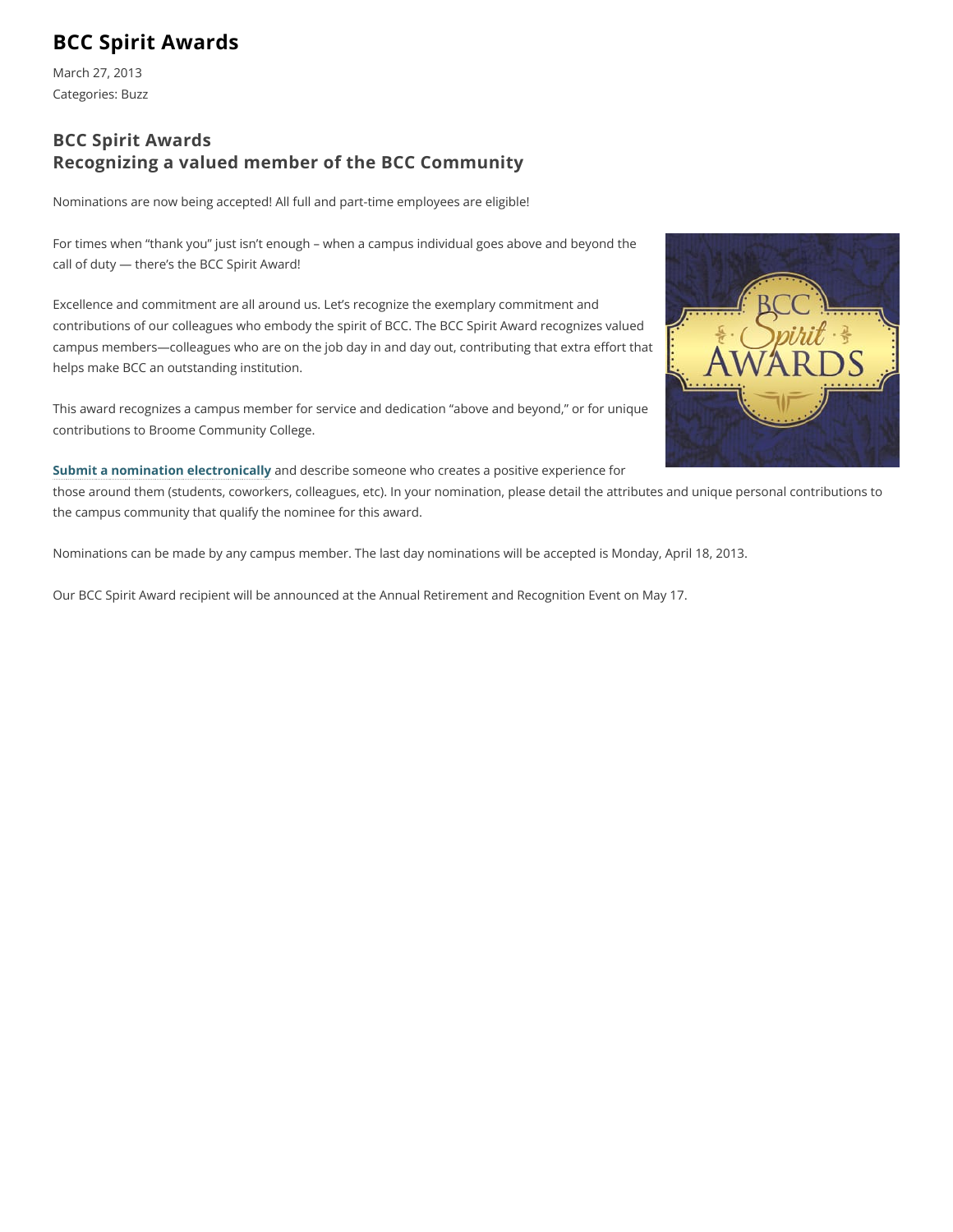# BCC Spirit Awards

March 27, 2013
Categories: Buzz

## BCC Spirit Awards
## Recognizing a valued member of the BCC Community

Nominations are now being accepted! All full and part-time employees are eligible!

For times when “thank you” just isn’t enough – when a campus individual goes above and beyond the call of duty — there’s the BCC Spirit Award!

Excellence and commitment are all around us. Let’s recognize the exemplary commitment and contributions of our colleagues who embody the spirit of BCC. The BCC Spirit Award recognizes valued campus members—colleagues who are on the job day in and day out, contributing that extra effort that helps make BCC an outstanding institution.

This award recognizes a campus member for service and dedication “above and beyond,” or for unique contributions to Broome Community College.

**Submit a nomination electronically** and describe someone who creates a positive experience for those around them (students, coworkers, colleagues, etc). In your nomination, please detail the attributes and unique personal contributions to the campus community that qualify the nominee for this award.

Nominations can be made by any campus member. The last day nominations will be accepted is Monday, April 18, 2013.

Our BCC Spirit Award recipient will be announced at the Annual Retirement and Recognition Event on May 17.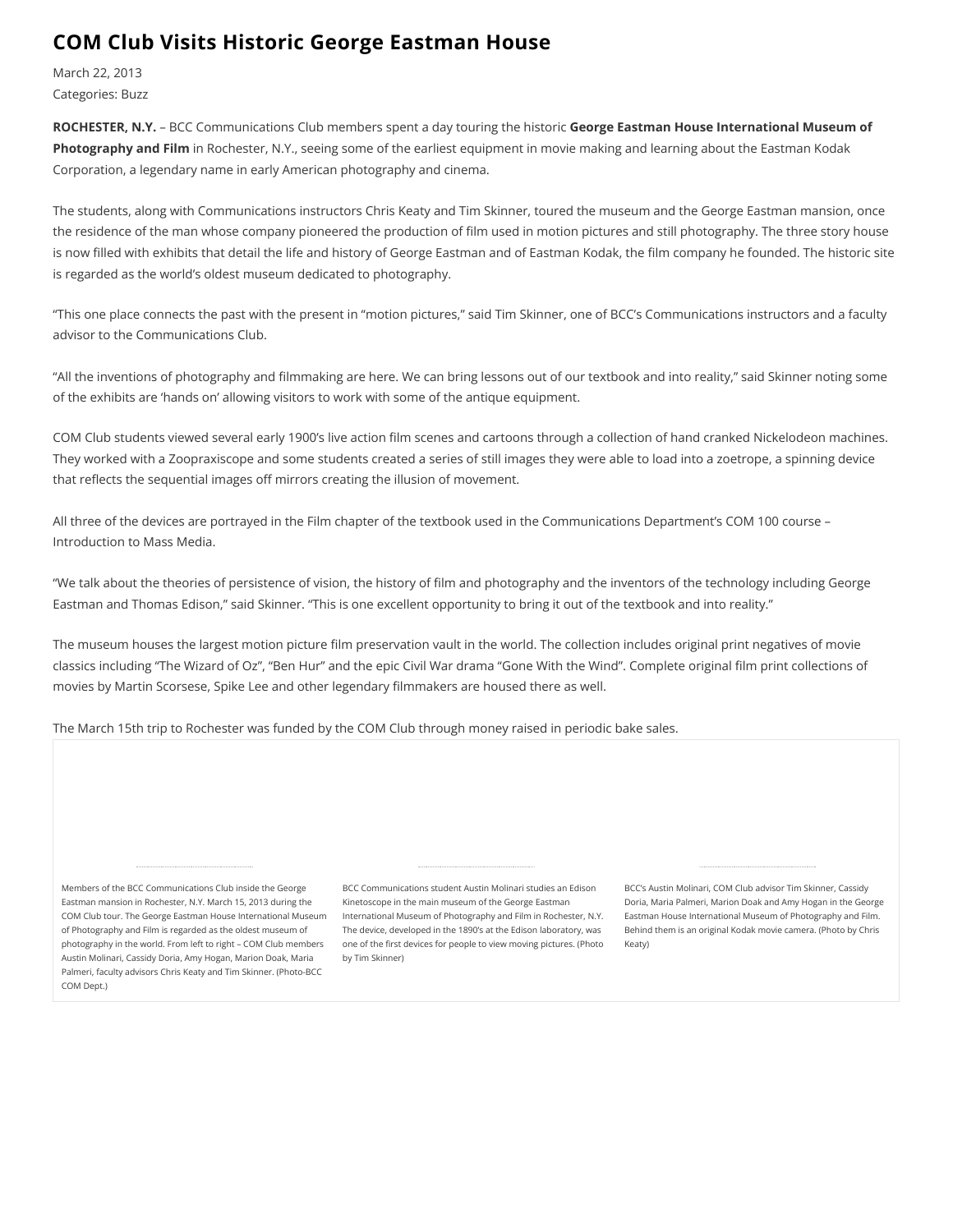# COM Club Visits Historic George Eastman House

March 22, 2013
Categories: Buzz

**ROCHESTER, N.Y.** – BCC Communications Club members spent a day touring the historic **George Eastman House International Museum of Photography and Film** in Rochester, N.Y., seeing some of the earliest equipment in movie making and learning about the Eastman Kodak Corporation, a legendary name in early American photography and cinema.

The students, along with Communications instructors Chris Keaty and Tim Skinner, toured the museum and the George Eastman mansion, once the residence of the man whose company pioneered the production of film used in motion pictures and still photography. The three story house is now filled with exhibits that detail the life and history of George Eastman and of Eastman Kodak, the film company he founded. The historic site is regarded as the world's oldest museum dedicated to photography.

"This one place connects the past with the present in "motion pictures," said Tim Skinner, one of BCC's Communications instructors and a faculty advisor to the Communications Club.

"All the inventions of photography and filmmaking are here. We can bring lessons out of our textbook and into reality," said Skinner noting some of the exhibits are 'hands on' allowing visitors to work with some of the antique equipment.

COM Club students viewed several early 1900's live action film scenes and cartoons through a collection of hand cranked Nickelodeon machines. They worked with a Zoopraxiscope and some students created a series of still images they were able to load into a zoetrope, a spinning device that reflects the sequential images off mirrors creating the illusion of movement.

All three of the devices are portrayed in the Film chapter of the textbook used in the Communications Department's COM 100 course – Introduction to Mass Media.

"We talk about the theories of persistence of vision, the history of film and photography and the inventors of the technology including George Eastman and Thomas Edison," said Skinner. "This is one excellent opportunity to bring it out of the textbook and into reality."

The museum houses the largest motion picture film preservation vault in the world. The collection includes original print negatives of movie classics including "The Wizard of Oz", "Ben Hur" and the epic Civil War drama "Gone With the Wind". Complete original film print collections of movies by Martin Scorsese, Spike Lee and other legendary filmmakers are housed there as well.

The March 15th trip to Rochester was funded by the COM Club through money raised in periodic bake sales.

Members of the BCC Communications Club inside the George Eastman mansion in Rochester, N.Y. March 15, 2013 during the COM Club tour. The George Eastman House International Museum of Photography and Film is regarded as the oldest museum of photography in the world. From left to right – COM Club members Austin Molinari, Cassidy Doria, Amy Hogan, Marion Doak, Maria Palmeri, faculty advisors Chris Keaty and Tim Skinner. (Photo-BCC COM Dept.)

BCC Communications student Austin Molinari studies an Edison Kinetoscope in the main museum of the George Eastman International Museum of Photography and Film in Rochester, N.Y. The device, developed in the 1890's at the Edison laboratory, was one of the first devices for people to view moving pictures. (Photo by Tim Skinner)

BCC's Austin Molinari, COM Club advisor Tim Skinner, Cassidy Doria, Maria Palmeri, Marion Doak and Amy Hogan in the George Eastman House International Museum of Photography and Film. Behind them is an original Kodak movie camera. (Photo by Chris Keaty)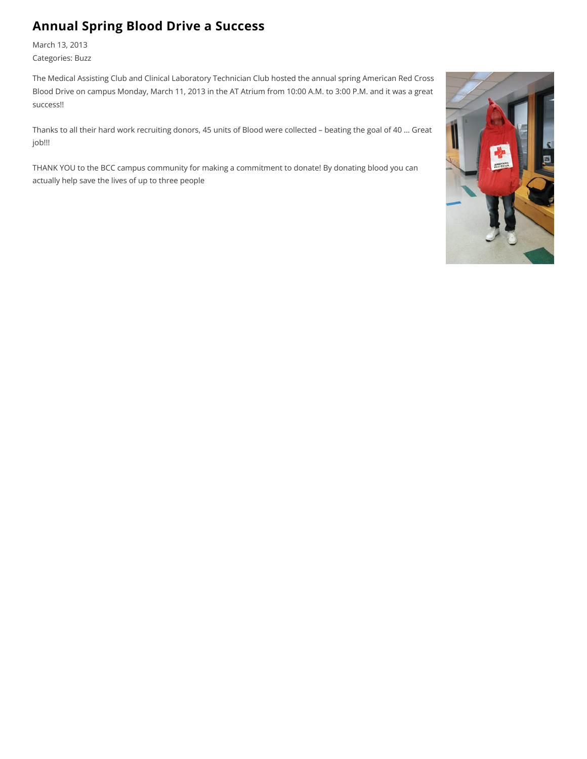# Annual Spring Blood Drive a Success

March 13, 2013

Categories: Buzz

The Medical Assisting Club and Clinical Laboratory Technician Club hosted the annual spring American Red Cross Blood Drive on campus Monday, March 11, 2013 in the AT Atrium from 10:00 A.M. to 3:00 P.M. and it was a great success!!

Thanks to all their hard work recruiting donors, 45 units of Blood were collected – beating the goal of 40 … Great job!!!

THANK YOU to the BCC campus community for making a commitment to donate! By donating blood you can actually help save the lives of up to three people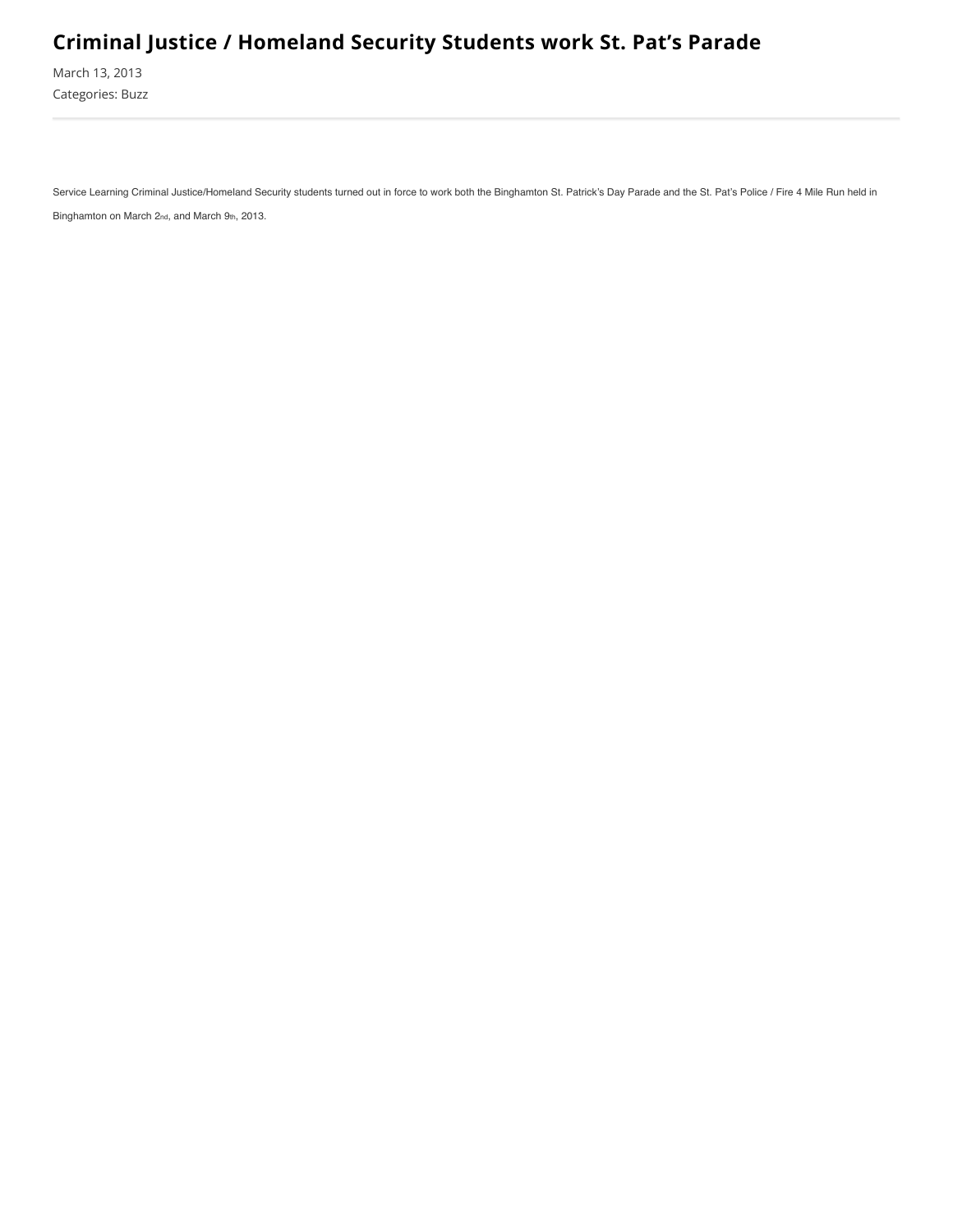# Criminal Justice / Homeland Security Students work St. Pat’s Parade

March 13, 2013

Categories: Buzz

---

Service Learning Criminal Justice/Homeland Security students turned out in force to work both the Binghamton St. Patrick’s Day Parade and the St. Pat’s Police / Fire 4 Mile Run held in Binghamton on March 2nd, and March 9th, 2013.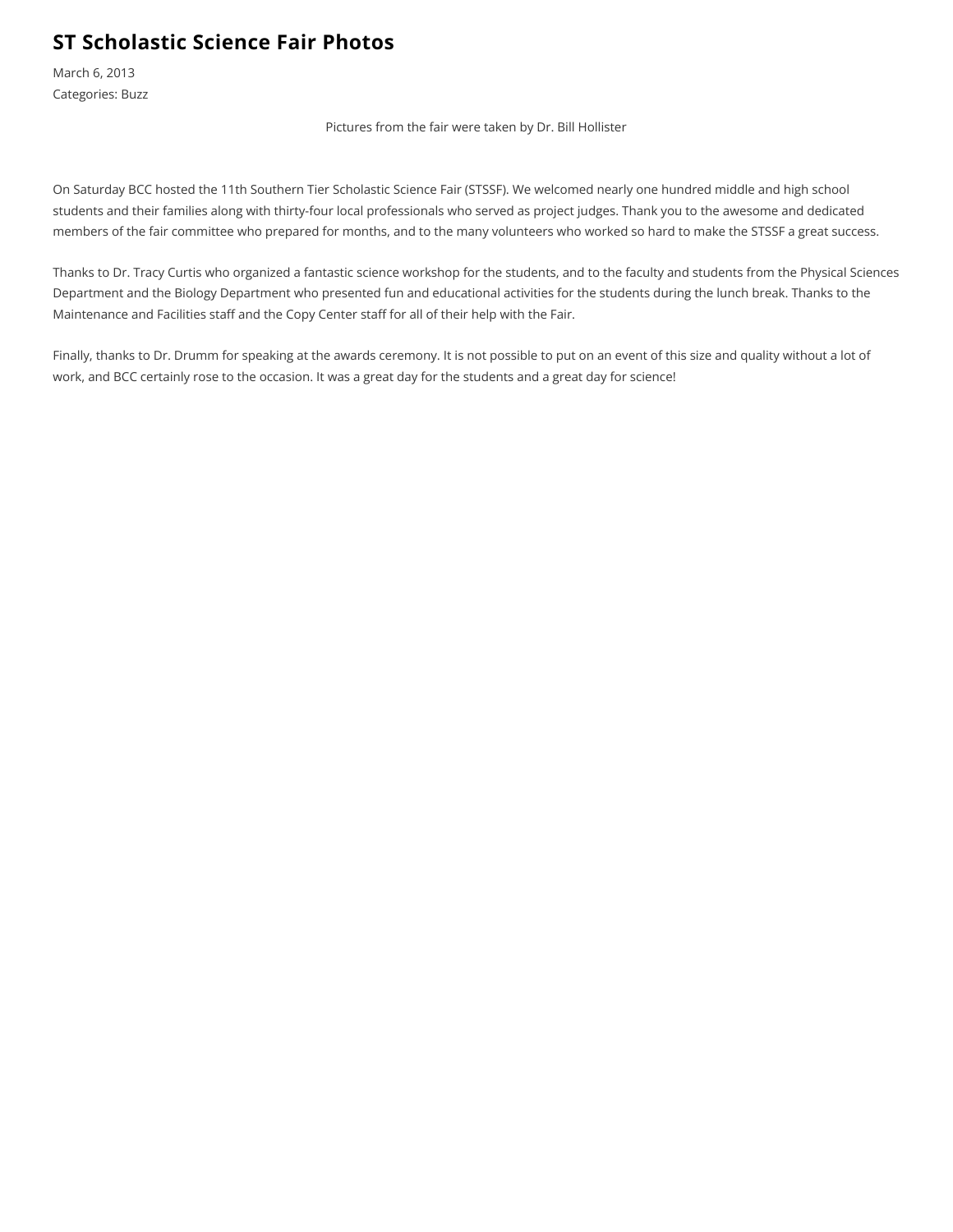## ST Scholastic Science Fair Photos

March 6, 2013
Categories: Buzz

Pictures from the fair were taken by Dr. Bill Hollister

On Saturday BCC hosted the 11th Southern Tier Scholastic Science Fair (STSSF). We welcomed nearly one hundred middle and high school students and their families along with thirty-four local professionals who served as project judges. Thank you to the awesome and dedicated members of the fair committee who prepared for months, and to the many volunteers who worked so hard to make the STSSF a great success.

Thanks to Dr. Tracy Curtis who organized a fantastic science workshop for the students, and to the faculty and students from the Physical Sciences Department and the Biology Department who presented fun and educational activities for the students during the lunch break. Thanks to the Maintenance and Facilities staff and the Copy Center staff for all of their help with the Fair.

Finally, thanks to Dr. Drumm for speaking at the awards ceremony. It is not possible to put on an event of this size and quality without a lot of work, and BCC certainly rose to the occasion. It was a great day for the students and a great day for science!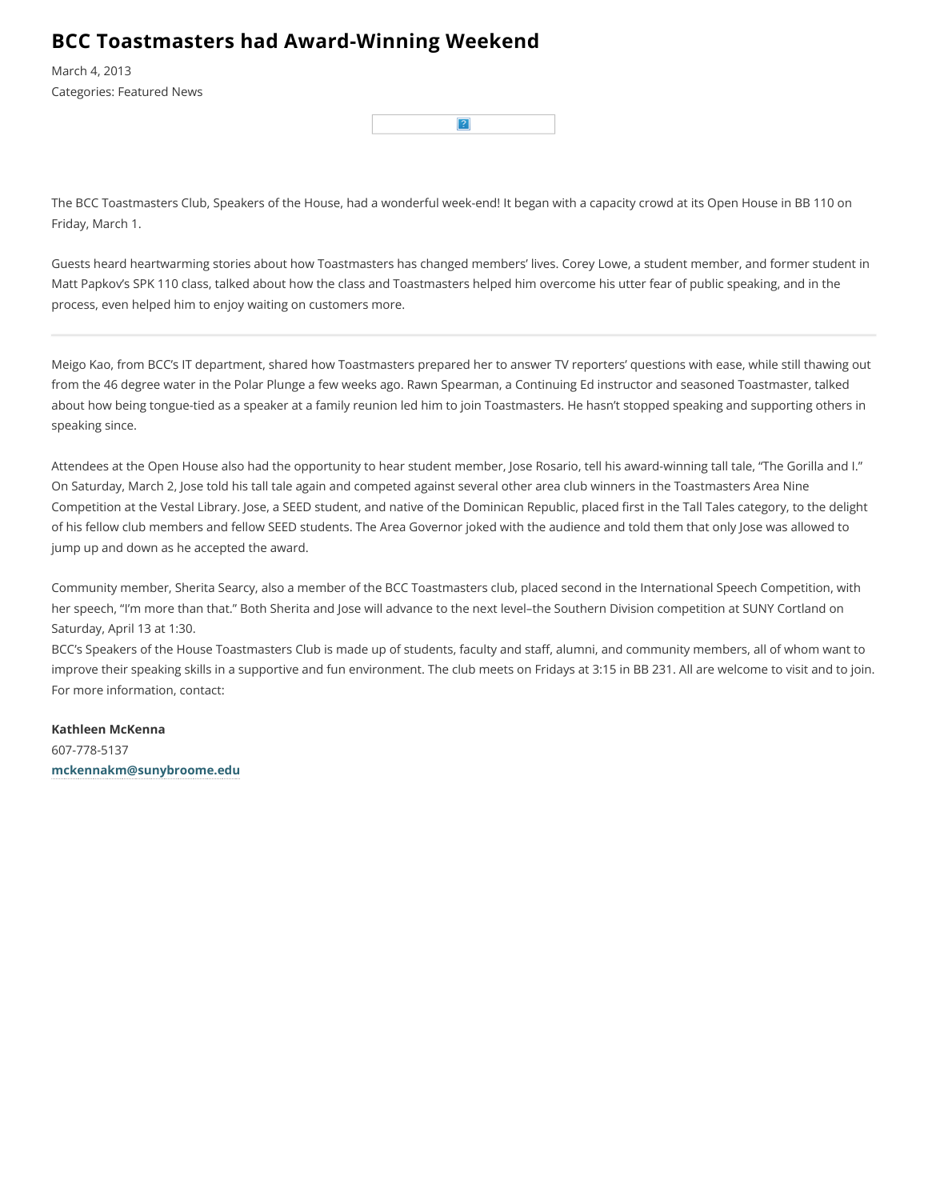# BCC Toastmasters had Award-Winning Weekend

March 4, 2013

Categories: Featured News

The BCC Toastmasters Club, Speakers of the House, had a wonderful week-end! It began with a capacity crowd at its Open House in BB 110 on Friday, March 1.

Guests heard heartwarming stories about how Toastmasters has changed members' lives. Corey Lowe, a student member, and former student in Matt Papkov's SPK 110 class, talked about how the class and Toastmasters helped him overcome his utter fear of public speaking, and in the process, even helped him to enjoy waiting on customers more.

---

Meigo Kao, from BCC's IT department, shared how Toastmasters prepared her to answer TV reporters' questions with ease, while still thawing out from the 46 degree water in the Polar Plunge a few weeks ago. Rawn Spearman, a Continuing Ed instructor and seasoned Toastmaster, talked about how being tongue-tied as a speaker at a family reunion led him to join Toastmasters. He hasn't stopped speaking and supporting others in speaking since.

Attendees at the Open House also had the opportunity to hear student member, Jose Rosario, tell his award-winning tall tale, "The Gorilla and I." On Saturday, March 2, Jose told his tall tale again and competed against several other area club winners in the Toastmasters Area Nine Competition at the Vestal Library. Jose, a SEED student, and native of the Dominican Republic, placed first in the Tall Tales category, to the delight of his fellow club members and fellow SEED students. The Area Governor joked with the audience and told them that only Jose was allowed to jump up and down as he accepted the award.

Community member, Sherita Searcy, also a member of the BCC Toastmasters club, placed second in the International Speech Competition, with her speech, "I'm more than that." Both Sherita and Jose will advance to the next level–the Southern Division competition at SUNY Cortland on Saturday, April 13 at 1:30.

BCC's Speakers of the House Toastmasters Club is made up of students, faculty and staff, alumni, and community members, all of whom want to improve their speaking skills in a supportive and fun environment. The club meets on Fridays at 3:15 in BB 231. All are welcome to visit and to join. For more information, contact:

**Kathleen McKenna**
607-778-5137
**mckennakm@sunybroome.edu**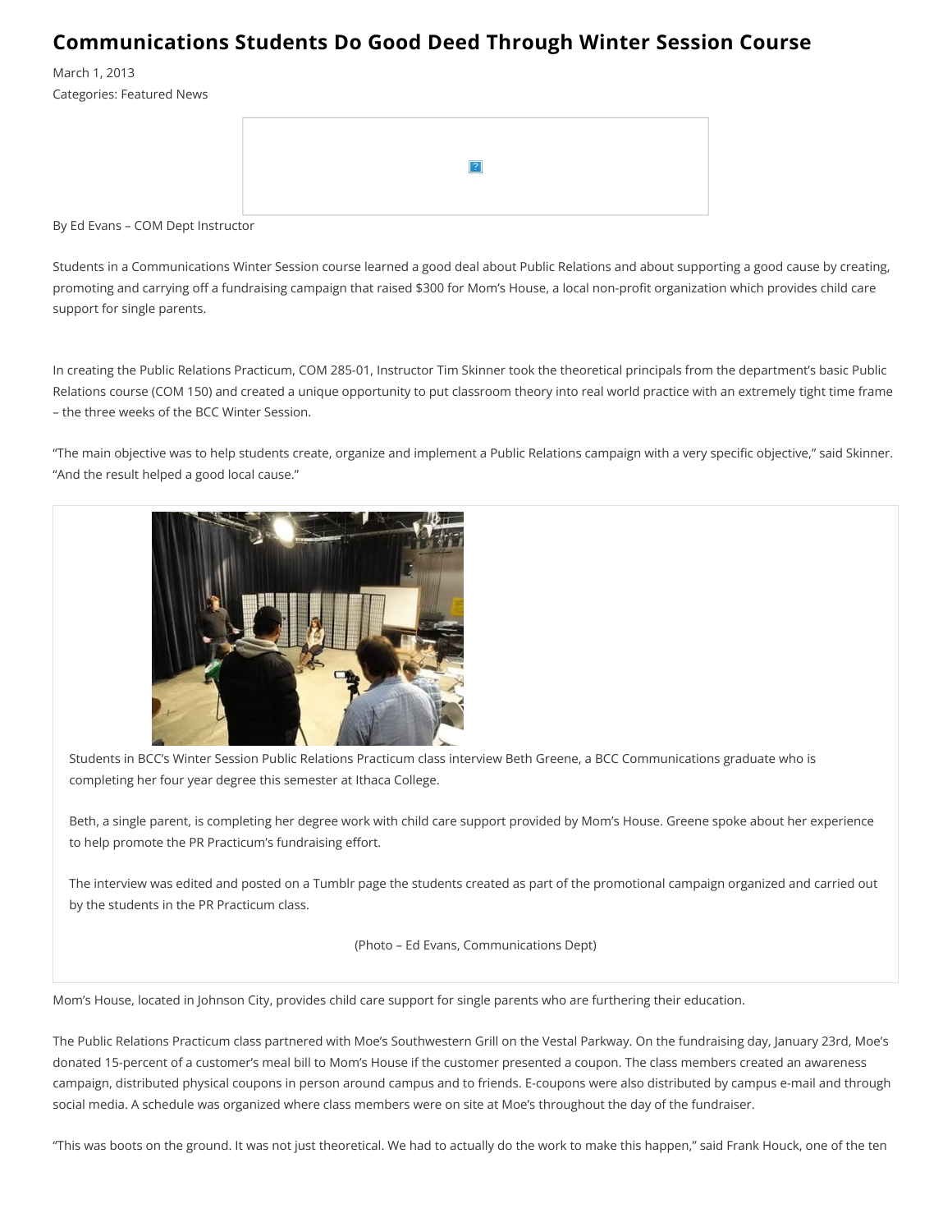# Communications Students Do Good Deed Through Winter Session Course

March 1, 2013

Categories: Featured News

By Ed Evans – COM Dept Instructor

Students in a Communications Winter Session course learned a good deal about Public Relations and about supporting a good cause by creating, promoting and carrying off a fundraising campaign that raised $300 for Mom's House, a local non-profit organization which provides child care support for single parents.

In creating the Public Relations Practicum, COM 285-01, Instructor Tim Skinner took the theoretical principals from the department's basic Public Relations course (COM 150) and created a unique opportunity to put classroom theory into real world practice with an extremely tight time frame – the three weeks of the BCC Winter Session.

"The main objective was to help students create, organize and implement a Public Relations campaign with a very specific objective," said Skinner. "And the result helped a good local cause."

Students in BCC's Winter Session Public Relations Practicum class interview Beth Greene, a BCC Communications graduate who is completing her four year degree this semester at Ithaca College.

Beth, a single parent, is completing her degree work with child care support provided by Mom's House. Greene spoke about her experience to help promote the PR Practicum's fundraising effort.

The interview was edited and posted on a Tumblr page the students created as part of the promotional campaign organized and carried out by the students in the PR Practicum class.

(Photo – Ed Evans, Communications Dept)

Mom's House, located in Johnson City, provides child care support for single parents who are furthering their education.

The Public Relations Practicum class partnered with Moe's Southwestern Grill on the Vestal Parkway. On the fundraising day, January 23rd, Moe's donated 15-percent of a customer's meal bill to Mom's House if the customer presented a coupon. The class members created an awareness campaign, distributed physical coupons in person around campus and to friends. E-coupons were also distributed by campus e-mail and through social media. A schedule was organized where class members were on site at Moe's throughout the day of the fundraiser.

"This was boots on the ground. It was not just theoretical. We had to actually do the work to make this happen," said Frank Houck, one of the ten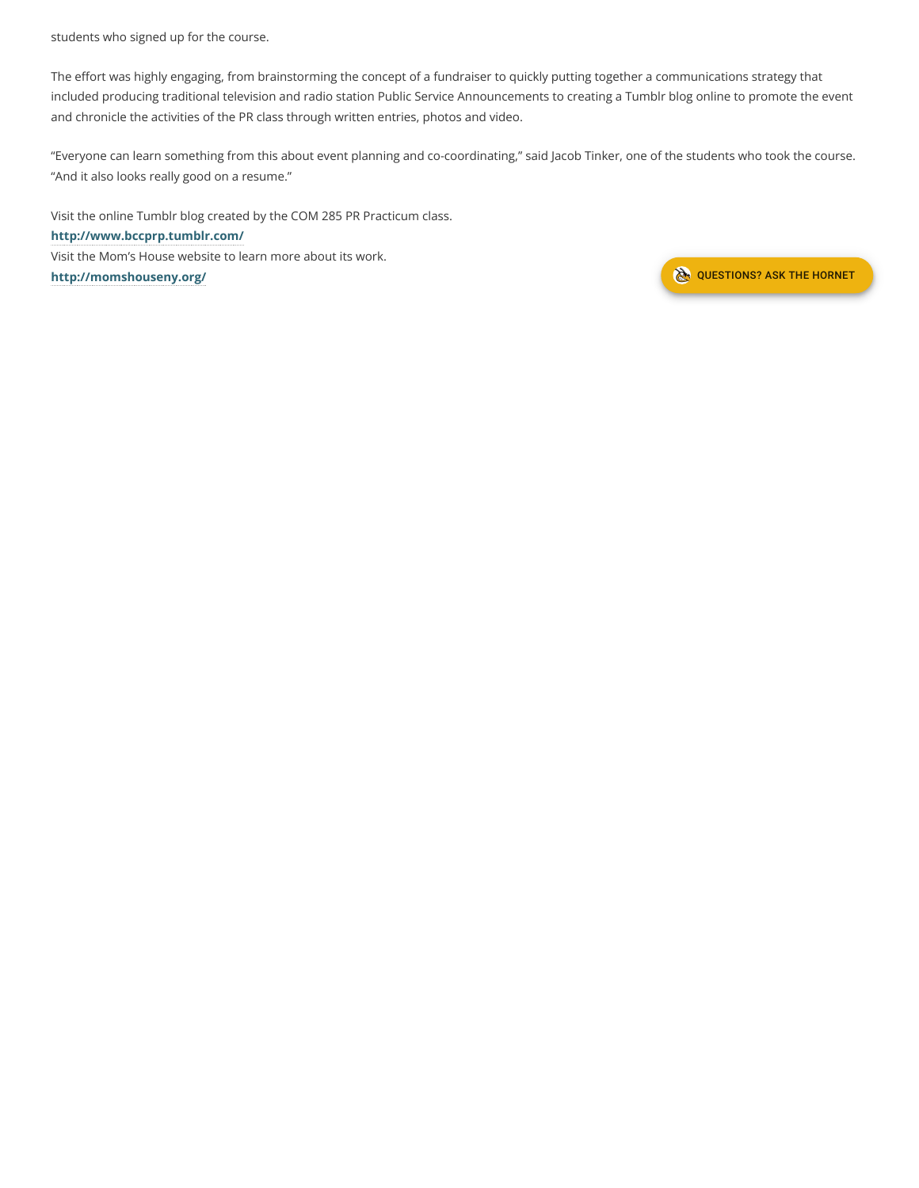students who signed up for the course.

The effort was highly engaging, from brainstorming the concept of a fundraiser to quickly putting together a communications strategy that included producing traditional television and radio station Public Service Announcements to creating a Tumblr blog online to promote the event and chronicle the activities of the PR class through written entries, photos and video.

"Everyone can learn something from this about event planning and co-coordinating," said Jacob Tinker, one of the students who took the course. "And it also looks really good on a resume."

Visit the online Tumblr blog created by the COM 285 PR Practicum class.
**http://www.bccprp.tumblr.com/**
Visit the Mom's House website to learn more about its work.
**http://momshouseny.org/**